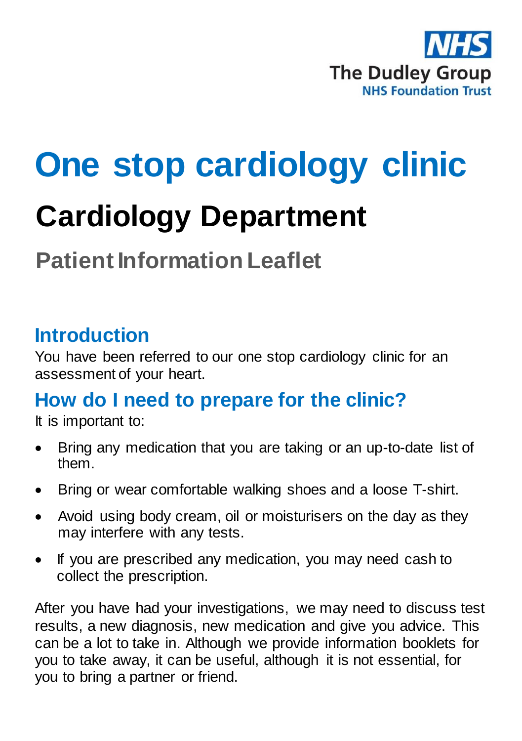NHS
The Dudley Group
NHS Foundation Trust

# One stop cardiology clinic

# Cardiology Department

## Patient Information Leaflet

## Introduction

You have been referred to our one stop cardiology clinic for an assessment of your heart.

## How do I need to prepare for the clinic?

It is important to:

- Bring any medication that you are taking or an up-to-date list of them.
- Bring or wear comfortable walking shoes and a loose T-shirt.
- Avoid using body cream, oil or moisturisers on the day as they may interfere with any tests.
- If you are prescribed any medication, you may need cash to collect the prescription.

After you have had your investigations, we may need to discuss test results, a new diagnosis, new medication and give you advice. This can be a lot to take in. Although we provide information booklets for you to take away, it can be useful, although it is not essential, for you to bring a partner or friend.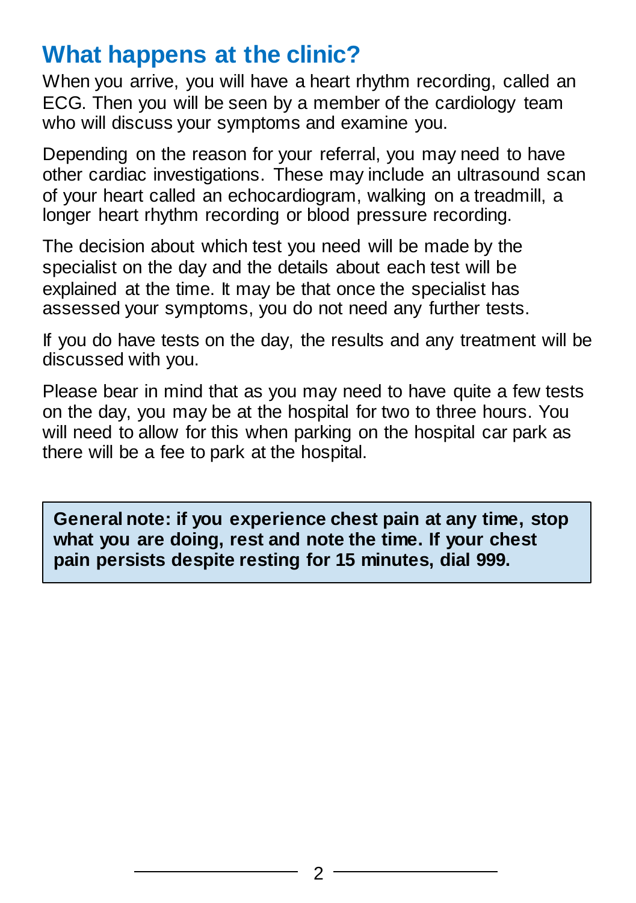## What happens at the clinic?

When you arrive, you will have a heart rhythm recording, called an ECG. Then you will be seen by a member of the cardiology team who will discuss your symptoms and examine you.

Depending on the reason for your referral, you may need to have other cardiac investigations. These may include an ultrasound scan of your heart called an echocardiogram, walking on a treadmill, a longer heart rhythm recording or blood pressure recording.

The decision about which test you need will be made by the specialist on the day and the details about each test will be explained at the time. It may be that once the specialist has assessed your symptoms, you do not need any further tests.

If you do have tests on the day, the results and any treatment will be discussed with you.

Please bear in mind that as you may need to have quite a few tests on the day, you may be at the hospital for two to three hours. You will need to allow for this when parking on the hospital car park as there will be a fee to park at the hospital.

**General note: if you experience chest pain at any time, stop what you are doing, rest and note the time. If your chest pain persists despite resting for 15 minutes, dial 999.**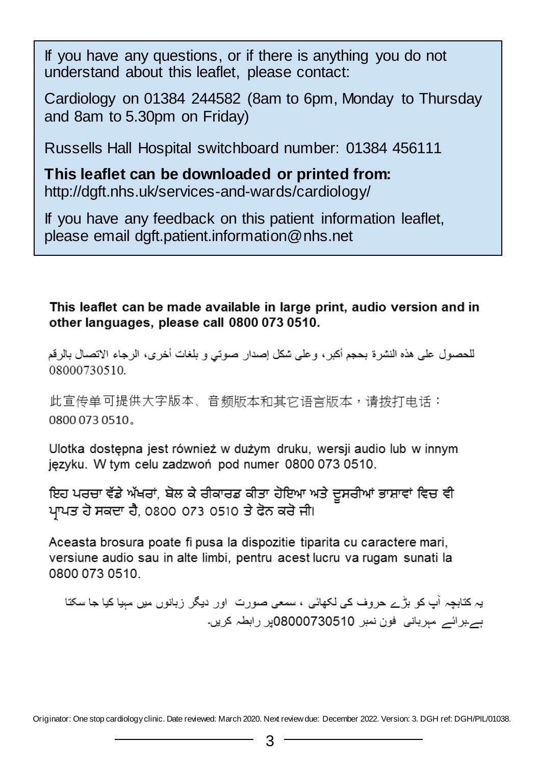If you have any questions, or if there is anything you do not understand about this leaflet, please contact:

Cardiology on 01384 244582 (8am to 6pm, Monday to Thursday and 8am to 5.30pm on Friday)

Russells Hall Hospital switchboard number: 01384 456111

**This leaflet can be downloaded or printed from:**
http://dgft.nhs.uk/services-and-wards/cardiology/

If you have any feedback on this patient information leaflet, please email dgft.patient.information@nhs.net

**This leaflet can be made available in large print, audio version and in other languages, please call 0800 073 0510.**

للحصول على هذه النشرة بحجم أكبر، وعلى شكل إصدار صوتي و بلغات أخرى، الرجاء الاتصال بالرقم 08000730510.

此宣传单可提供大字版本、音频版本和其它语言版本，请拨打电话：0800 073 0510。

Ulotka dostępna jest również w dużym druku, wersji audio lub w innym języku. W tym celu zadzwoń pod numer 0800 073 0510.

ਇਹ ਪਰਚਾ ਵੱਡੇ ਅੱਖਰਾਂ, ਬੋਲ ਕੇ ਰੀਕਾਰਡ ਕੀਤਾ ਹੋਇਆ ਅਤੇ ਦੂਸਰੀਆਂ ਭਾਸ਼ਾਵਾਂ ਵਿਚ ਵੀ ਪ੍ਰਾਪਤ ਹੋ ਸਕਦਾ ਹੈ, 0800 073 0510 ਤੇ ਫੋਨ ਕਰੋ ਜੀ।

Aceasta brosura poate fi pusa la dispozitie tiparita cu caractere mari, versiune audio sau in alte limbi, pentru acest lucru va rugam sunati la 0800 073 0510.

یہ کتابچہ آپ کو بڑے حروف کی لکھائی ، سمعی صورت اور دیگر زبانوں میں مہیا کیا جا سکتا ہے۔برائے مہربانی فون نمبر 08000730510پر رابطہ کریں۔

Originator: One stop cardiology clinic. Date reviewed: March 2020. Next review due: December 2022. Version: 3. DGH ref: DGH/PIL/01038.